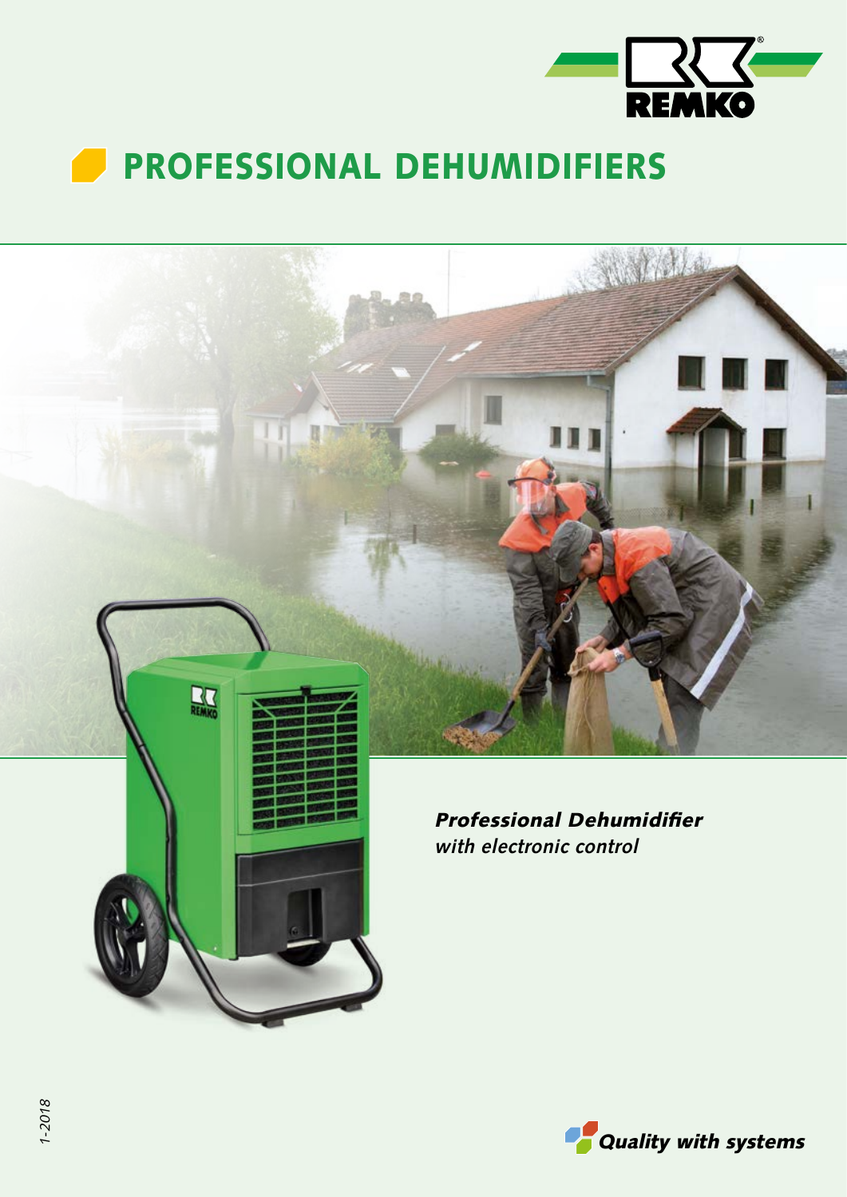# PROFESSIONAL DEHUMIDIFIERS

***Professional Dehumidifier***
*with electronic control*

*Quality with systems*

*1-2018*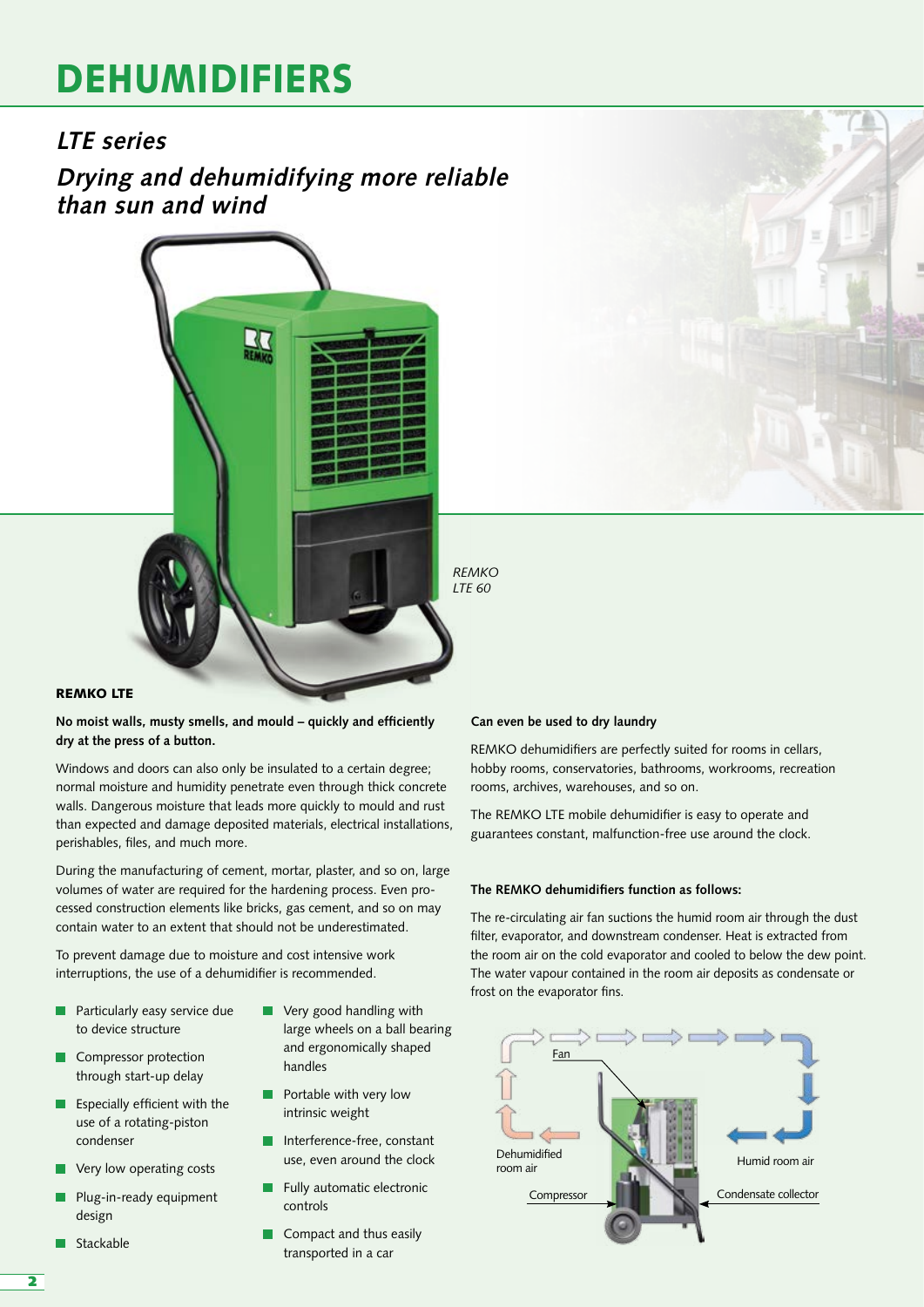# DEHUMIDIFIERS

## *LTE series*

## *Drying and dehumidifying more reliable than sun and wind*

*REMKO LTE 60*

### REMKO LTE

**No moist walls, musty smells, and mould – quickly and efficiently dry at the press of a button.**

Windows and doors can also only be insulated to a certain degree; normal moisture and humidity penetrate even through thick concrete walls. Dangerous moisture that leads more quickly to mould and rust than expected and damage deposited materials, electrical installations, perishables, files, and much more.

During the manufacturing of cement, mortar, plaster, and so on, large volumes of water are required for the hardening process. Even processed construction elements like bricks, gas cement, and so on may contain water to an extent that should not be underestimated.

To prevent damage due to moisture and cost intensive work interruptions, the use of a dehumidifier is recommended.

- Particularly easy service due to device structure
- Compressor protection through start-up delay
- Especially efficient with the use of a rotating-piston condenser
- Very low operating costs
- Plug-in-ready equipment design
- Stackable
- Very good handling with large wheels on a ball bearing and ergonomically shaped handles
- Portable with very low intrinsic weight
- Interference-free, constant use, even around the clock
- Fully automatic electronic controls
- Compact and thus easily transported in a car

**Can even be used to dry laundry**

REMKO dehumidifiers are perfectly suited for rooms in cellars, hobby rooms, conservatories, bathrooms, workrooms, recreation rooms, archives, warehouses, and so on.

The REMKO LTE mobile dehumidifier is easy to operate and guarantees constant, malfunction-free use around the clock.

**The REMKO dehumidifiers function as follows:**

The re-circulating air fan suctions the humid room air through the dust filter, evaporator, and downstream condenser. Heat is extracted from the room air on the cold evaporator and cooled to below the dew point. The water vapour contained in the room air deposits as condensate or frost on the evaporator fins.

Fan

Dehumidified room air

Humid room air

Compressor

Condensate collector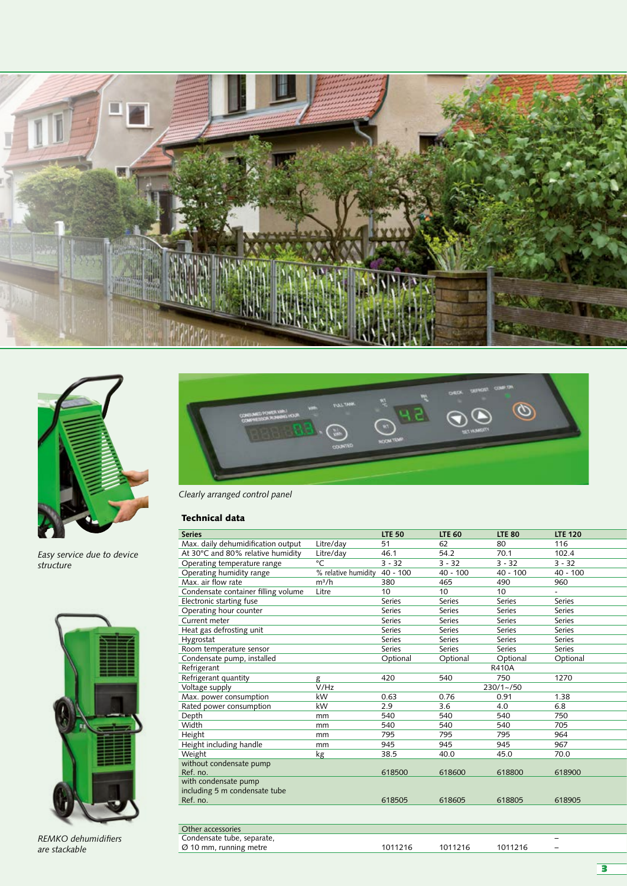*Easy service due to device structure*

*REMKO dehumidifiers are stackable*

*Clearly arranged control panel*

### Technical data

| Series | | LTE 50 | LTE 60 | LTE 80 | LTE 120 |
|---|---|---|---|---|---|
| Max. daily dehumidification output | Litre/day | 51 | 62 | 80 | 116 |
| At 30°C and 80% relative humidity | Litre/day | 46.1 | 54.2 | 70.1 | 102.4 |
| Operating temperature range | °C | 3 - 32 | 3 - 32 | 3 - 32 | 3 - 32 |
| Operating humidity range | % relative humidity | 40 - 100 | 40 - 100 | 40 - 100 | 40 - 100 |
| Max. air flow rate | m³/h | 380 | 465 | 490 | 960 |
| Condensate container filling volume | Litre | 10 | 10 | 10 | - |
| Electronic starting fuse | | Series | Series | Series | Series |
| Operating hour counter | | Series | Series | Series | Series |
| Current meter | | Series | Series | Series | Series |
| Heat gas defrosting unit | | Series | Series | Series | Series |
| Hygrostat | | Series | Series | Series | Series |
| Room temperature sensor | | Series | Series | Series | - |
| Condensate pump, installed | | Optional | Optional | Optional | Optional |
| Refrigerant | | | | R410A | |
| Refrigerant quantity | g | 420 | 540 | 750 | 1270 |
| Voltage supply | V/Hz | | | 230/1~/50 | |
| Max. power consumption | kW | 0.63 | 0.76 | 0.91 | 1.38 |
| Rated power consumption | kW | 2.9 | 3.6 | 4.0 | 6.8 |
| Depth | mm | 540 | 540 | 540 | 750 |
| Width | mm | 540 | 540 | 540 | 705 |
| Height | mm | 795 | 795 | 795 | 964 |
| Height including handle | mm | 945 | 945 | 945 | 967 |
| Weight | kg | 38.5 | 40.0 | 45.0 | 70.0 |
| without condensate pump Ref. no. | | 618500 | 618600 | 618800 | 618900 |
| with condensate pump including 5 m condensate tube Ref. no. | | 618505 | 618605 | 618805 | 618905 |

| Other accessories | | | | |
|---|---|---|---|---|
| Condensate tube, separate, Ø 10 mm, running metre | 1011216 | 1011216 | 1011216 | – |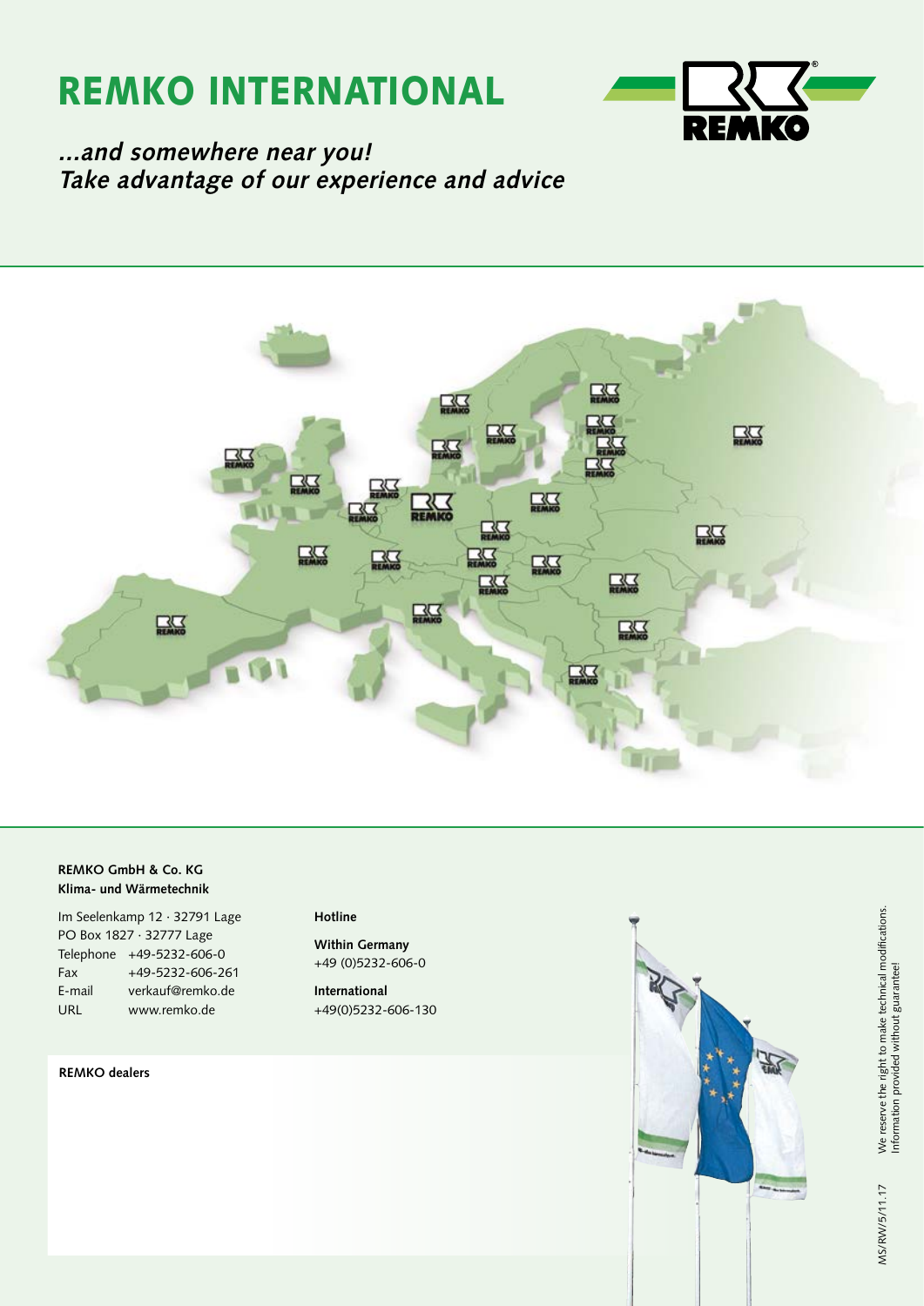# REMKO INTERNATIONAL

*...and somewhere near you!*
*Take advantage of our experience and advice*

**REMKO GmbH & Co. KG**
**Klima- und Wärmetechnik**

Im Seelenkamp 12 · 32791 Lage
PO Box 1827 · 32777 Lage

| | |
|---|---|
| Telephone | +49-5232-606-0 |
| Fax | +49-5232-606-261 |
| E-mail | verkauf@remko.de |
| URL | www.remko.de |

**Hotline**

**Within Germany**
+49 (0)5232-606-0

**International**
+49(0)5232-606-130

**REMKO dealers**

MS/RW/5/11.17

We reserve the right to make technical modifications.
Information provided without guarantee!